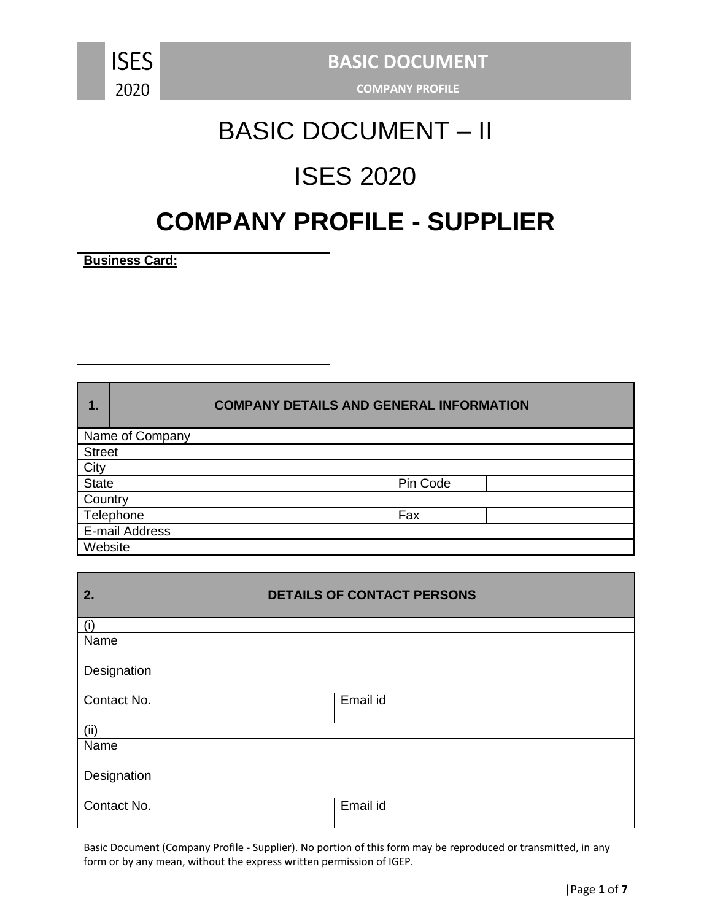# BASIC DOCUMENT – II

# ISES 2020

# COMPANY PROFILE - SUPPLIER

**Business Card:**

| 1. | COMPANY DETAILS AND GENERAL INFORMATION | | |
|---|---|---|---|
| Name of Company | | | |
| Street | | | |
| City | | | |
| State | | Pin Code | |
| Country | | | |
| Telephone | | Fax | |
| E-mail Address | | | |
| Website | | | |

| 2. | DETAILS OF CONTACT PERSONS | | |
|---|---|---|---|
| (i) | | | |
| Name | | | |
| Designation | | | |
| Contact No. | | Email id | |
| (ii) | | | |
| Name | | | |
| Designation | | | |
| Contact No. | | Email id | |

Basic Document (Company Profile - Supplier). No portion of this form may be reproduced or transmitted, in any form or by any mean, without the express written permission of IGEP.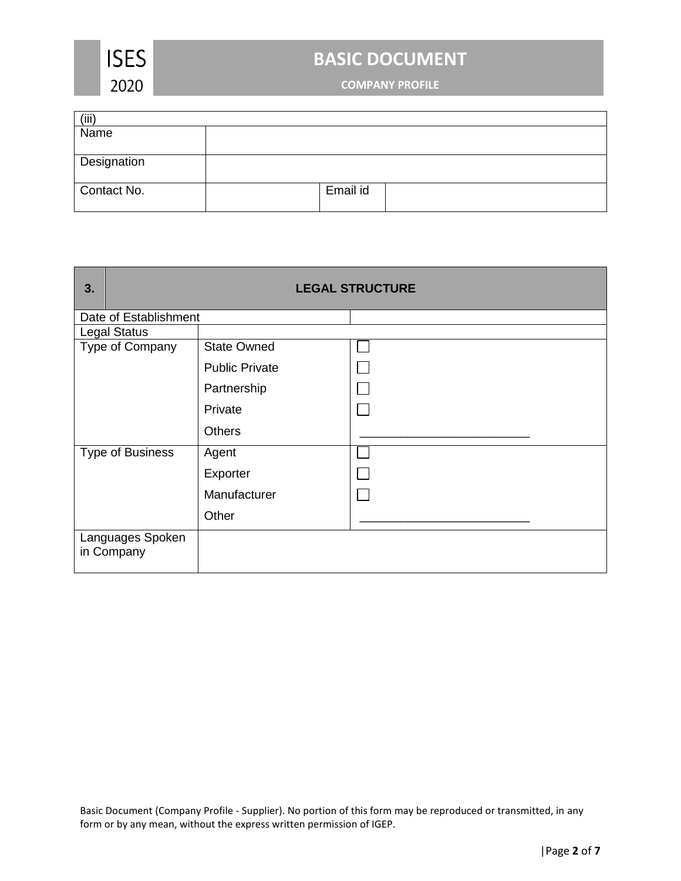| (iii) | | | |
|---|---|---|---|
| Name | | | |
| Designation | | | |
| Contact No. | | Email id | |

| 3. | LEGAL STRUCTURE | |
|---|---|---|
| Date of Establishment | | |
| Legal Status | | |
| Type of Company | State Owned | ☐ |
| | Public Private | ☐ |
| | Partnership | ☐ |
| | Private | ☐ |
| | Others | ________________________ |
| Type of Business | Agent | ☐ |
| | Exporter | ☐ |
| | Manufacturer | ☐ |
| | Other | ________________________ |
| Languages Spoken in Company | | |

Basic Document (Company Profile - Supplier). No portion of this form may be reproduced or transmitted, in any form or by any mean, without the express written permission of IGEP.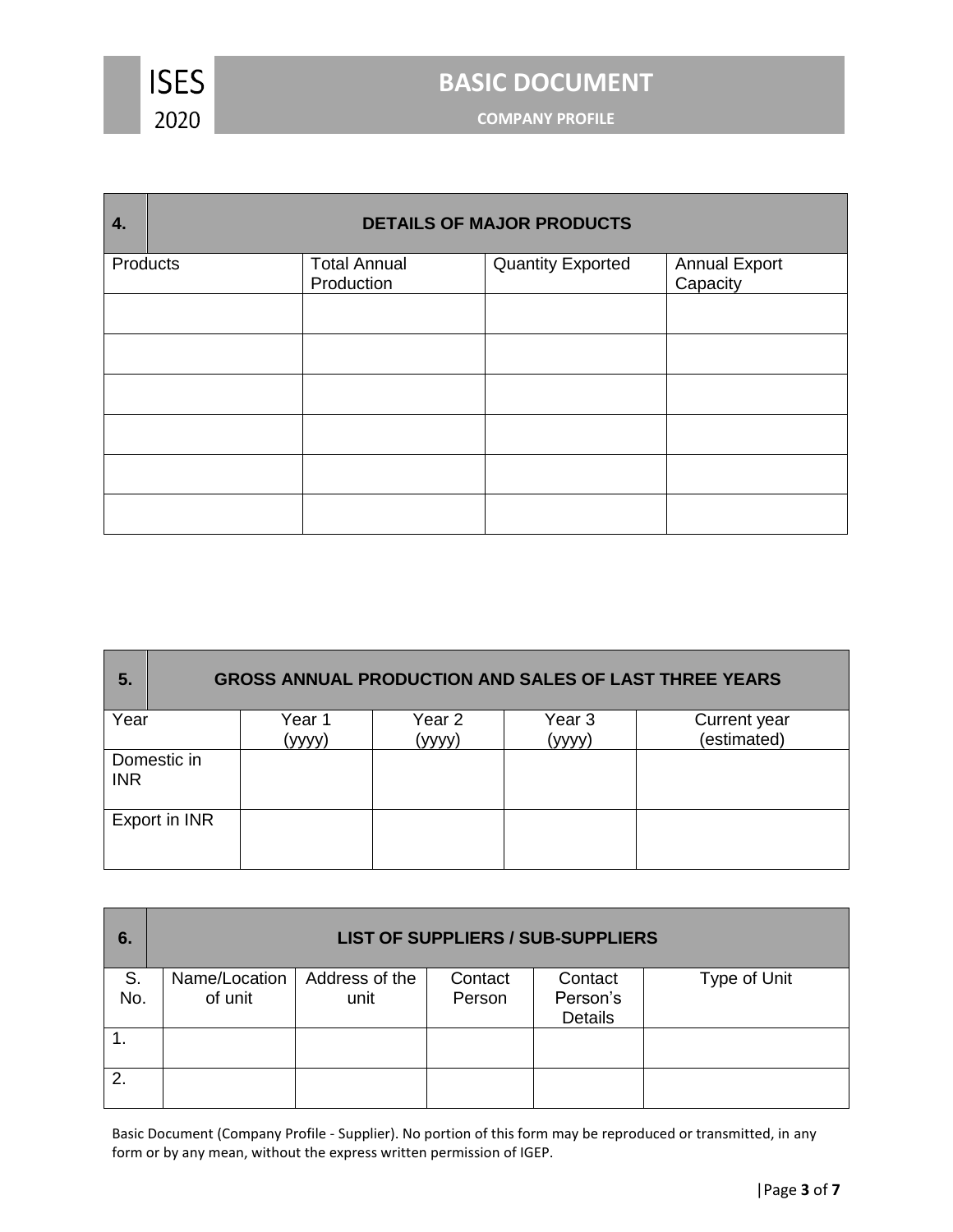## 4. DETAILS OF MAJOR PRODUCTS

| Products | Total Annual Production | Quantity Exported | Annual Export Capacity |
|---|---|---|---|
| | | | |
| | | | |
| | | | |
| | | | |
| | | | |
| | | | |

## 5. GROSS ANNUAL PRODUCTION AND SALES OF LAST THREE YEARS

| Year | Year 1 (yyyy) | Year 2 (yyyy) | Year 3 (yyyy) | Current year (estimated) |
|---|---|---|---|---|
| Domestic in INR | | | | |
| Export in INR | | | | |

## 6. LIST OF SUPPLIERS / SUB-SUPPLIERS

| S. No. | Name/Location of unit | Address of the unit | Contact Person | Contact Person's Details | Type of Unit |
|---|---|---|---|---|---|
| 1. | | | | | |
| 2. | | | | | |

Basic Document (Company Profile - Supplier). No portion of this form may be reproduced or transmitted, in any form or by any mean, without the express written permission of IGEP.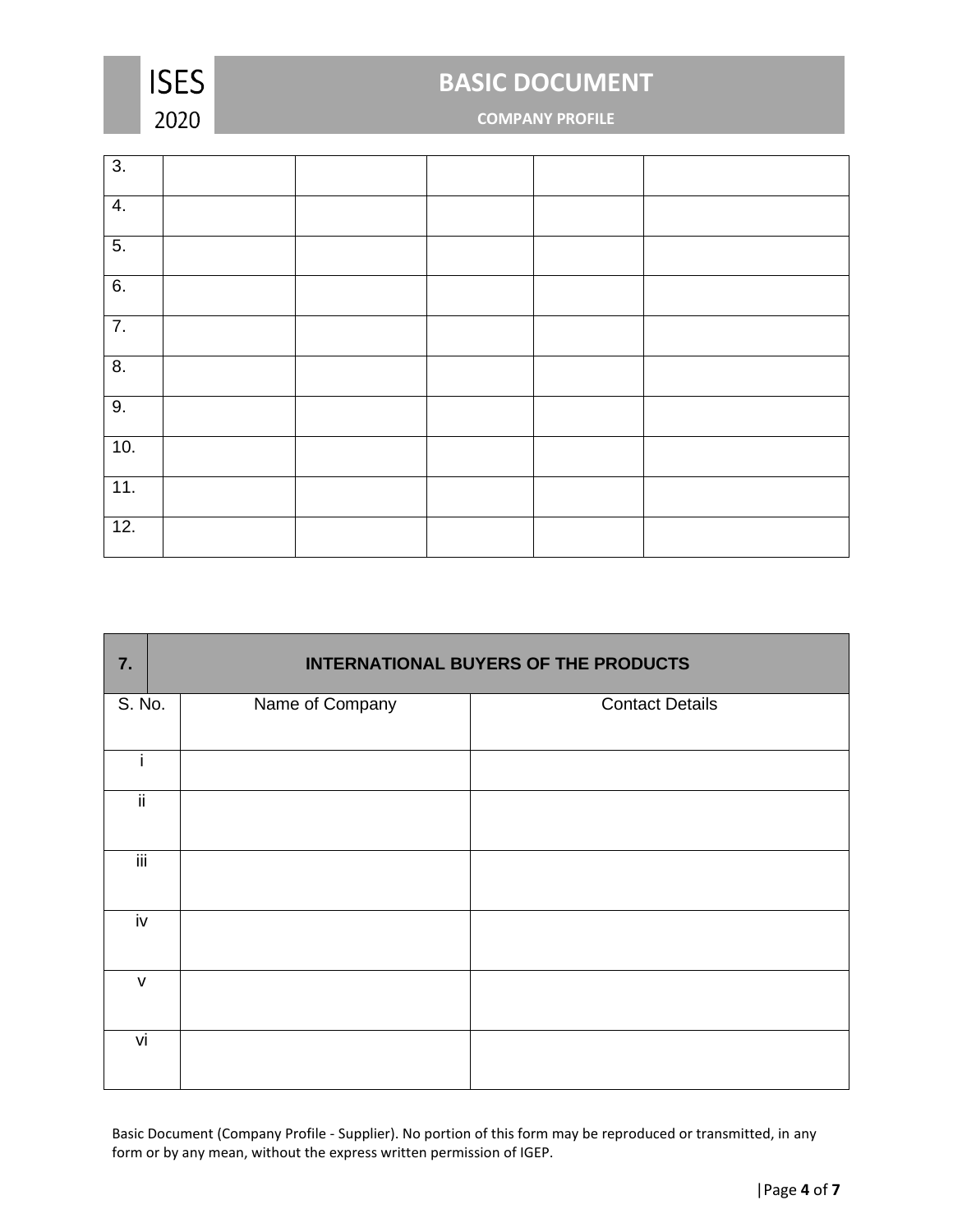| 3. | | | | | |
|---|---|---|---|---|---|
| 4. | | | | | |
| 5. | | | | | |
| 6. | | | | | |
| 7. | | | | | |
| 8. | | | | | |
| 9. | | | | | |
| 10. | | | | | |
| 11. | | | | | |
| 12. | | | | | |

| 7. | INTERNATIONAL BUYERS OF THE PRODUCTS | |
|---|---|---|
| S. No. | Name of Company | Contact Details |
| i | | |
| ii | | |
| iii | | |
| iv | | |
| v | | |
| vi | | |

Basic Document (Company Profile - Supplier). No portion of this form may be reproduced or transmitted, in any form or by any mean, without the express written permission of IGEP.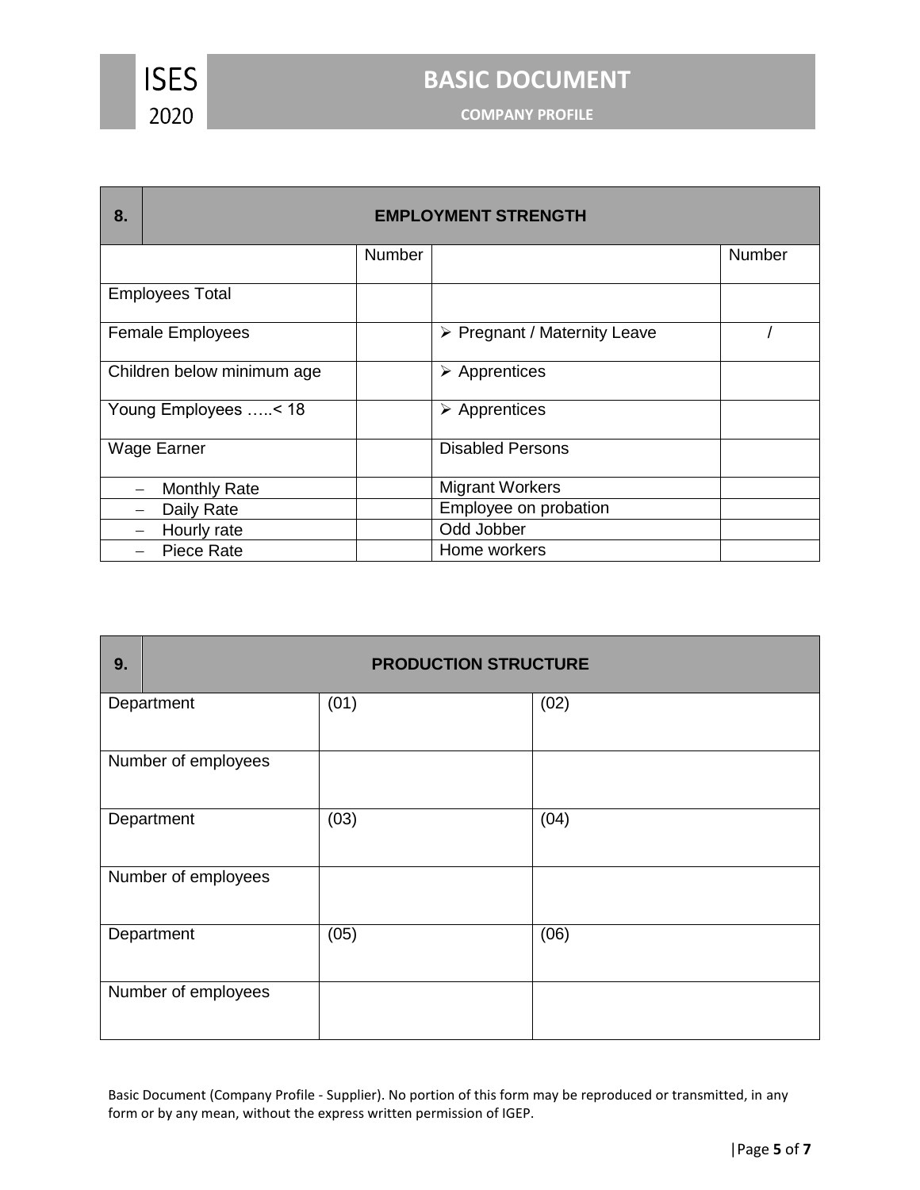| 8. | EMPLOYMENT STRENGTH | | |
|---|---|---|---|
| | Number | | Number |
| Employees Total | | | |
| Female Employees | | ➢ Pregnant / Maternity Leave | / |
| Children below minimum age | | ➢ Apprentices | |
| Young Employees …..< 18 | | ➢ Apprentices | |
| Wage Earner | | Disabled Persons | |
| – Monthly Rate | | Migrant Workers | |
| – Daily Rate | | Employee on probation | |
| – Hourly rate | | Odd Jobber | |
| – Piece Rate | | Home workers | |

| 9. | PRODUCTION STRUCTURE | |
|---|---|---|
| Department | (01) | (02) |
| Number of employees | | |
| Department | (03) | (04) |
| Number of employees | | |
| Department | (05) | (06) |
| Number of employees | | |

Basic Document (Company Profile - Supplier). No portion of this form may be reproduced or transmitted, in any form or by any mean, without the express written permission of IGEP.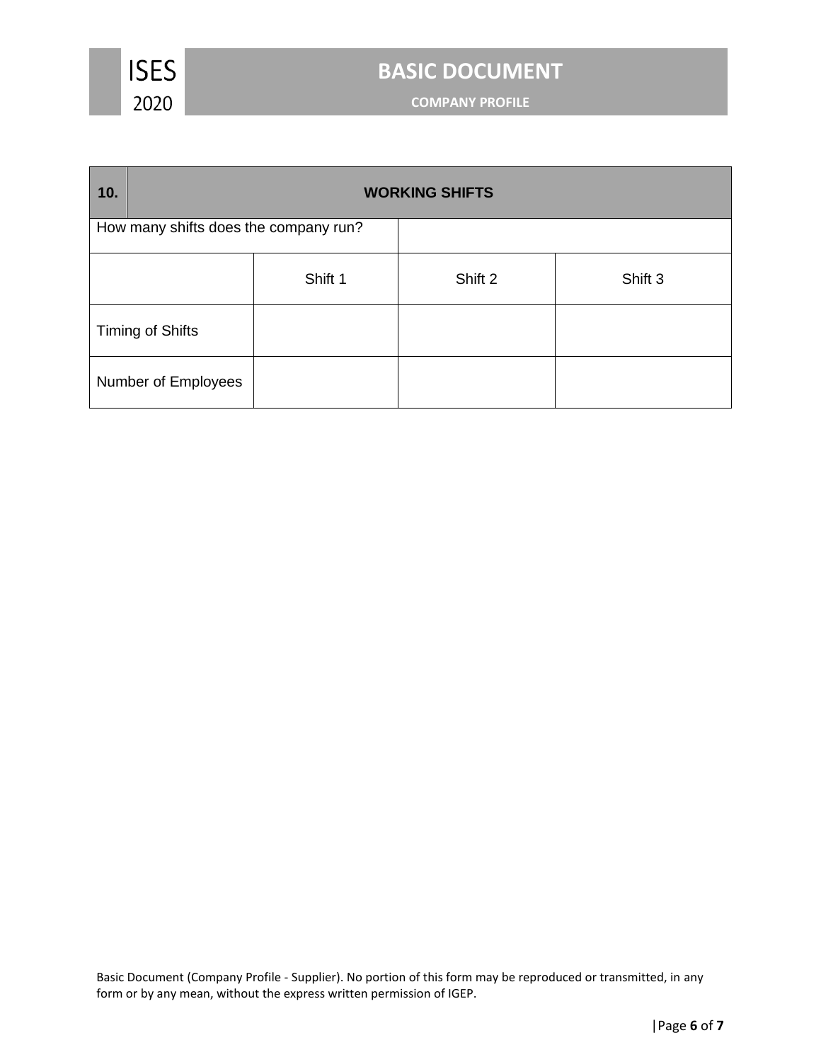| 10. | WORKING SHIFTS | | |
|---|---|---|---|
| How many shifts does the company run? | | | |
| | Shift 1 | Shift 2 | Shift 3 |
| Timing of Shifts | | | |
| Number of Employees | | | |

Basic Document (Company Profile - Supplier). No portion of this form may be reproduced or transmitted, in any form or by any mean, without the express written permission of IGEP.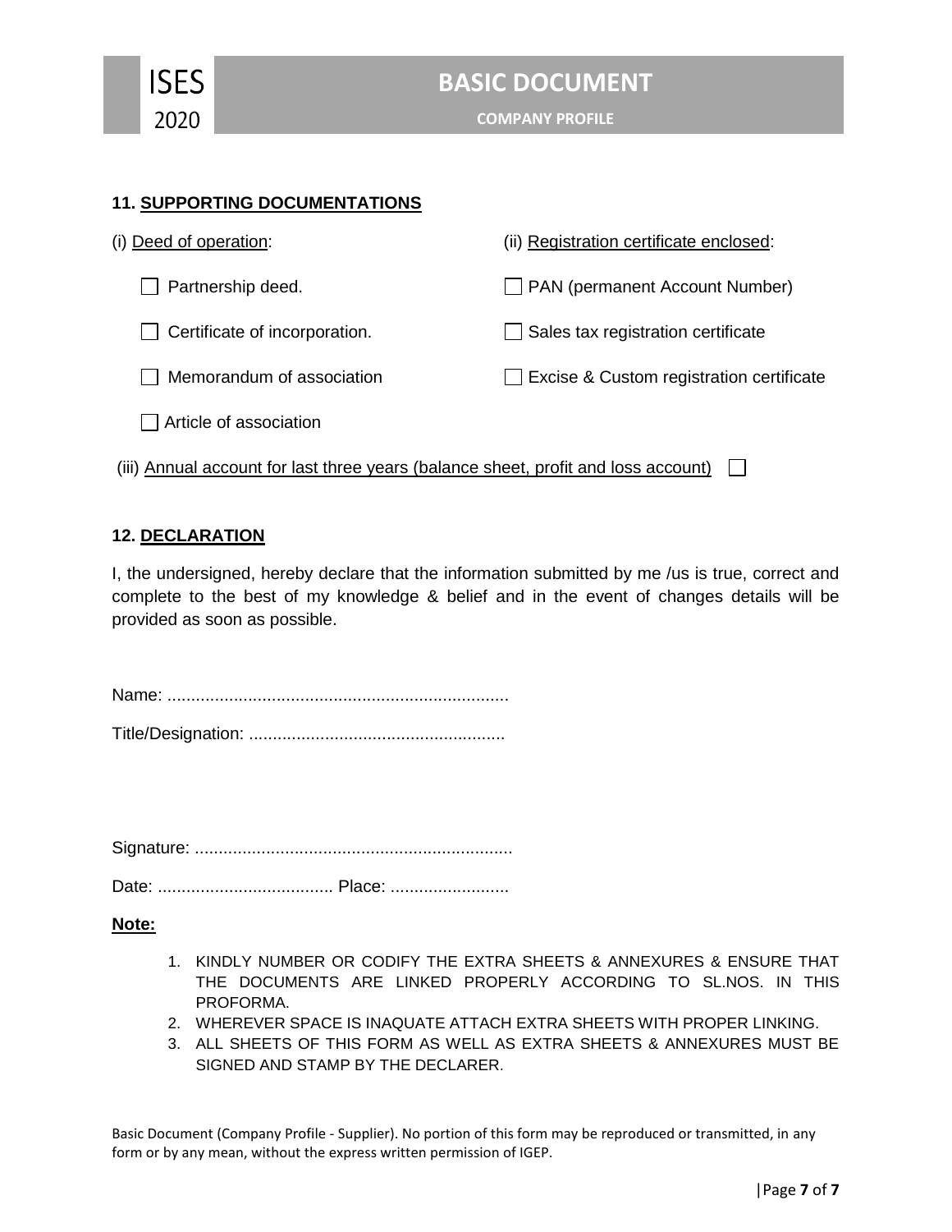### 11. SUPPORTING DOCUMENTATIONS

(i) Deed of operation:

- ☐ Partnership deed.
- ☐ Certificate of incorporation.
- ☐ Memorandum of association
- ☐ Article of association

(ii) Registration certificate enclosed:

- ☐ PAN (permanent Account Number)
- ☐ Sales tax registration certificate
- ☐ Excise & Custom registration certificate

(iii) Annual account for last three years (balance sheet, profit and loss account) ☐

### 12. DECLARATION

I, the undersigned, hereby declare that the information submitted by me /us is true, correct and complete to the best of my knowledge & belief and in the event of changes details will be provided as soon as possible.

Name: ........................................................................

Title/Designation: ......................................................

Signature: ...................................................................

Date: ..................................... Place: .........................

**Note:**

1. KINDLY NUMBER OR CODIFY THE EXTRA SHEETS & ANNEXURES & ENSURE THAT THE DOCUMENTS ARE LINKED PROPERLY ACCORDING TO SL.NOS. IN THIS PROFORMA.
2. WHEREVER SPACE IS INAQUATE ATTACH EXTRA SHEETS WITH PROPER LINKING.
3. ALL SHEETS OF THIS FORM AS WELL AS EXTRA SHEETS & ANNEXURES MUST BE SIGNED AND STAMP BY THE DECLARER.

Basic Document (Company Profile - Supplier). No portion of this form may be reproduced or transmitted, in any form or by any mean, without the express written permission of IGEP.